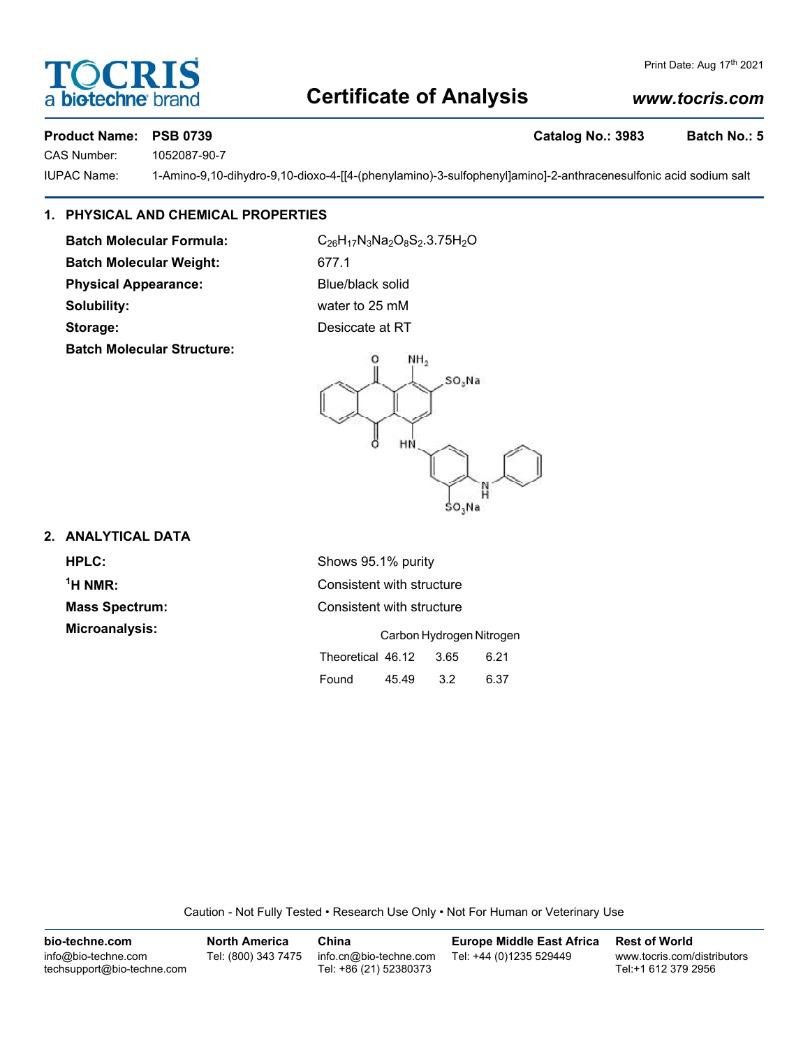Print Date: Aug 17th 2021

# Certificate of Analysis

*www.tocris.com*

**Product Name: PSB 0739** **Catalog No.: 3983** **Batch No.: 5**

CAS Number: 1052087-90-7

IUPAC Name: 1-Amino-9,10-dihydro-9,10-dioxo-4-[[4-(phenylamino)-3-sulfophenyl]amino]-2-anthracenesulfonic acid sodium salt

## 1. PHYSICAL AND CHEMICAL PROPERTIES

**Batch Molecular Formula:** $C_{26}H_{17}N_3Na_2O_8S_2.3.75H_2O$

**Batch Molecular Weight:** 677.1

**Physical Appearance:** Blue/black solid

**Solubility:** water to 25 mM

**Storage:** Desiccate at RT

**Batch Molecular Structure:**

## 2. ANALYTICAL DATA

**HPLC:** Shows 95.1% purity

**$^1$H NMR:** Consistent with structure

**Mass Spectrum:** Consistent with structure

**Microanalysis:**

| | Carbon | Hydrogen | Nitrogen |
|---|---|---|---|
| Theoretical | 46.12 | 3.65 | 6.21 |
| Found | 45.49 | 3.2 | 6.37 |

Caution - Not Fully Tested • Research Use Only • Not For Human or Veterinary Use

**bio-techne.com**
info@bio-techne.com
techsupport@bio-techne.com

**North America**
Tel: (800) 343 7475

**China**
info.cn@bio-techne.com
Tel: +86 (21) 52380373

**Europe Middle East Africa**
Tel: +44 (0)1235 529449

**Rest of World**
www.tocris.com/distributors
Tel:+1 612 379 2956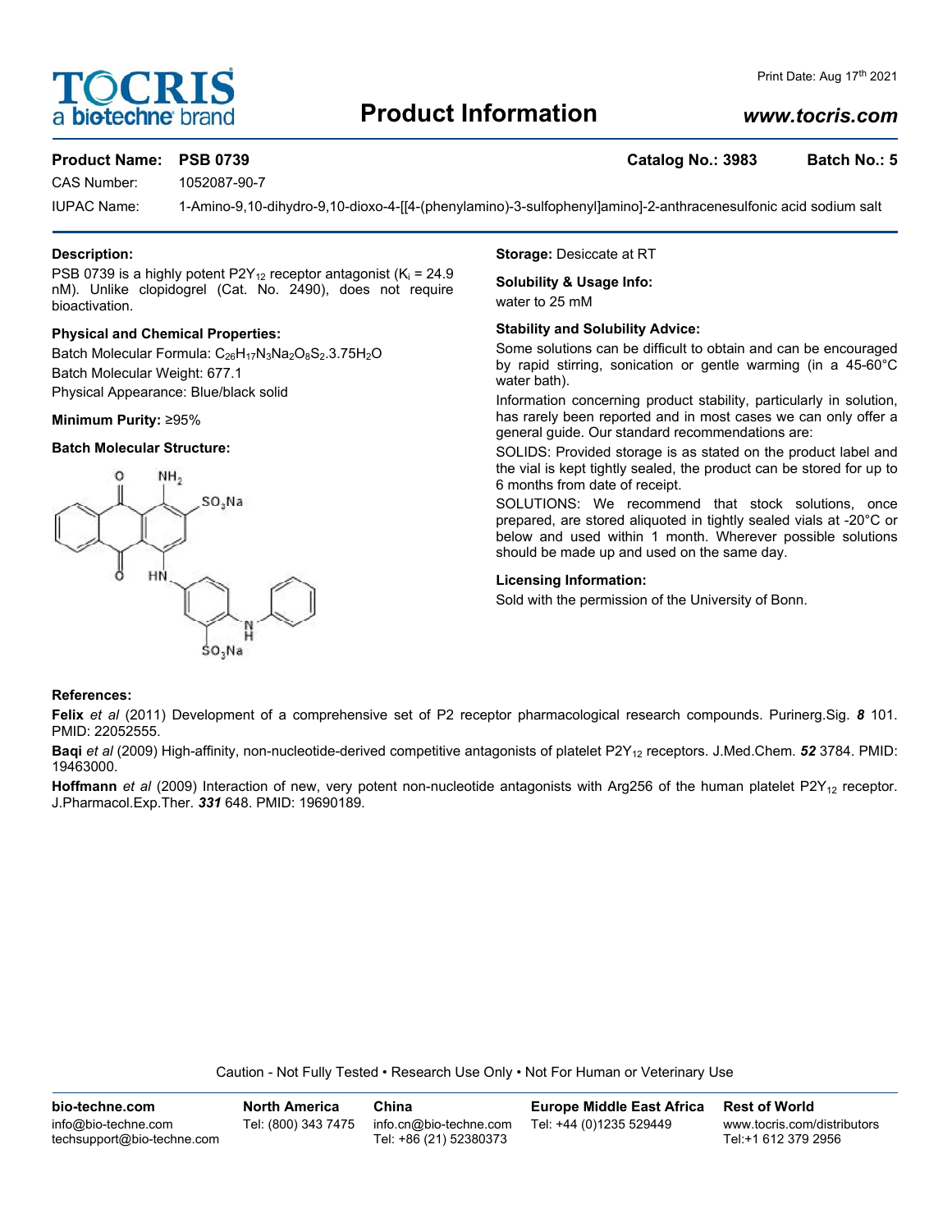TOCRIS
a biotechne brand

Print Date: Aug 17th 2021

# Product Information

*www.tocris.com*

**Product Name: PSB 0739** **Catalog No.: 3983** **Batch No.: 5**

CAS Number: 1052087-90-7

IUPAC Name: 1-Amino-9,10-dihydro-9,10-dioxo-4-[[4-(phenylamino)-3-sulfophenyl]amino]-2-anthracenesulfonic acid sodium salt

### Description:

PSB 0739 is a highly potent $P2Y_{12}$ receptor antagonist ($K_i$ = 24.9 nM). Unlike clopidogrel (Cat. No. 2490), does not require bioactivation.

### Physical and Chemical Properties:

Batch Molecular Formula: $C_{26}H_{17}N_3Na_2O_8S_2.3.75H_2O$

Batch Molecular Weight: 677.1

Physical Appearance: Blue/black solid

**Minimum Purity:** ≥95%

### Batch Molecular Structure:

### Storage:
Desiccate at RT

### Solubility & Usage Info:

water to 25 mM

### Stability and Solubility Advice:

Some solutions can be difficult to obtain and can be encouraged by rapid stirring, sonication or gentle warming (in a 45-60°C water bath).

Information concerning product stability, particularly in solution, has rarely been reported and in most cases we can only offer a general guide. Our standard recommendations are:

SOLIDS: Provided storage is as stated on the product label and the vial is kept tightly sealed, the product can be stored for up to 6 months from date of receipt.

SOLUTIONS: We recommend that stock solutions, once prepared, are stored aliquoted in tightly sealed vials at -20°C or below and used within 1 month. Wherever possible solutions should be made up and used on the same day.

### Licensing Information:

Sold with the permission of the University of Bonn.

### References:

**Felix** *et al* (2011) Development of a comprehensive set of P2 receptor pharmacological research compounds. Purinerg.Sig. ***8*** 101. PMID: 22052555.

**Baqi** *et al* (2009) High-affinity, non-nucleotide-derived competitive antagonists of platelet $P2Y_{12}$ receptors. J.Med.Chem. ***52*** 3784. PMID: 19463000.

**Hoffmann** *et al* (2009) Interaction of new, very potent non-nucleotide antagonists with Arg256 of the human platelet $P2Y_{12}$ receptor. J.Pharmacol.Exp.Ther. ***331*** 648. PMID: 19690189.

Caution - Not Fully Tested • Research Use Only • Not For Human or Veterinary Use

**bio-techne.com**
info@bio-techne.com
techsupport@bio-techne.com

**North America**
Tel: (800) 343 7475

**China**
info.cn@bio-techne.com
Tel: +86 (21) 52380373

**Europe Middle East Africa**
Tel: +44 (0)1235 529449

**Rest of World**
www.tocris.com/distributors
Tel:+1 612 379 2956